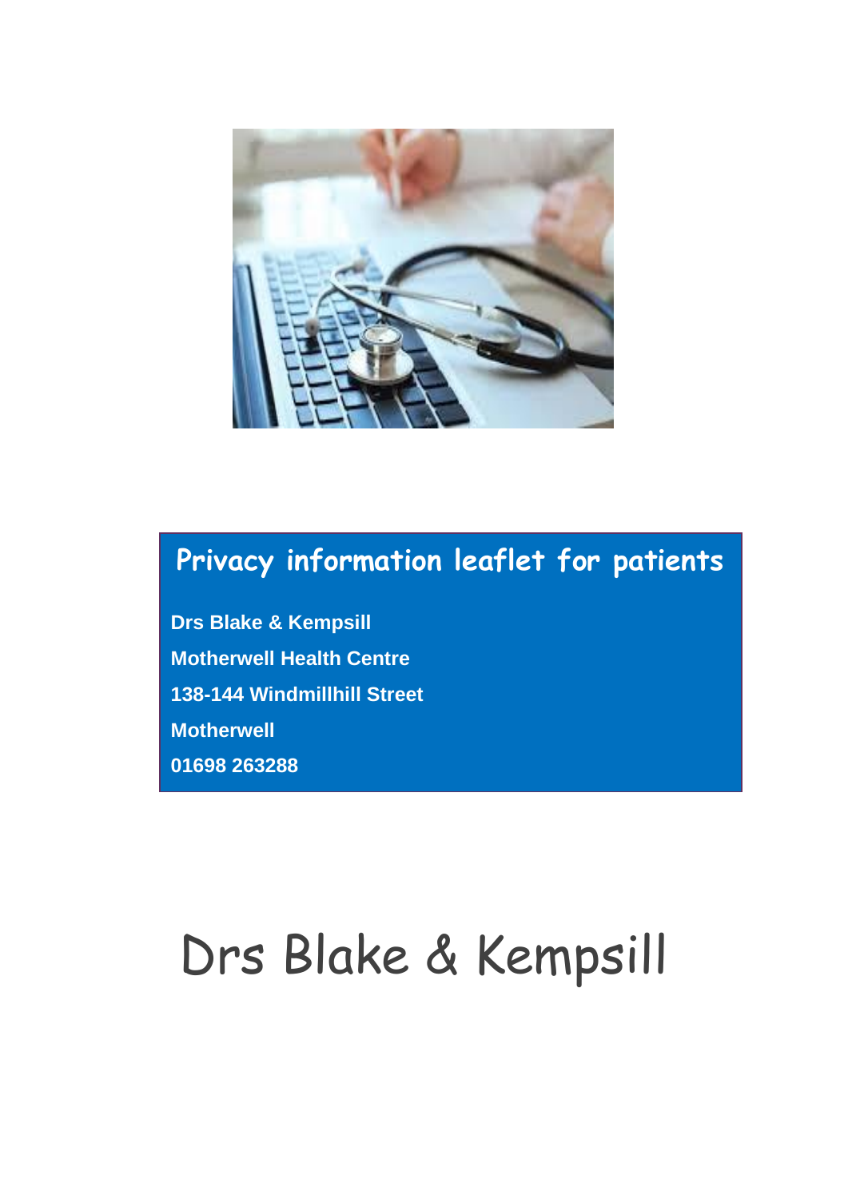# Privacy information leaflet for patients

**Drs Blake & Kempsill**

**Motherwell Health Centre**

**138-144 Windmillhill Street**

**Motherwell**

**01698 263288**

# Drs Blake & Kempsill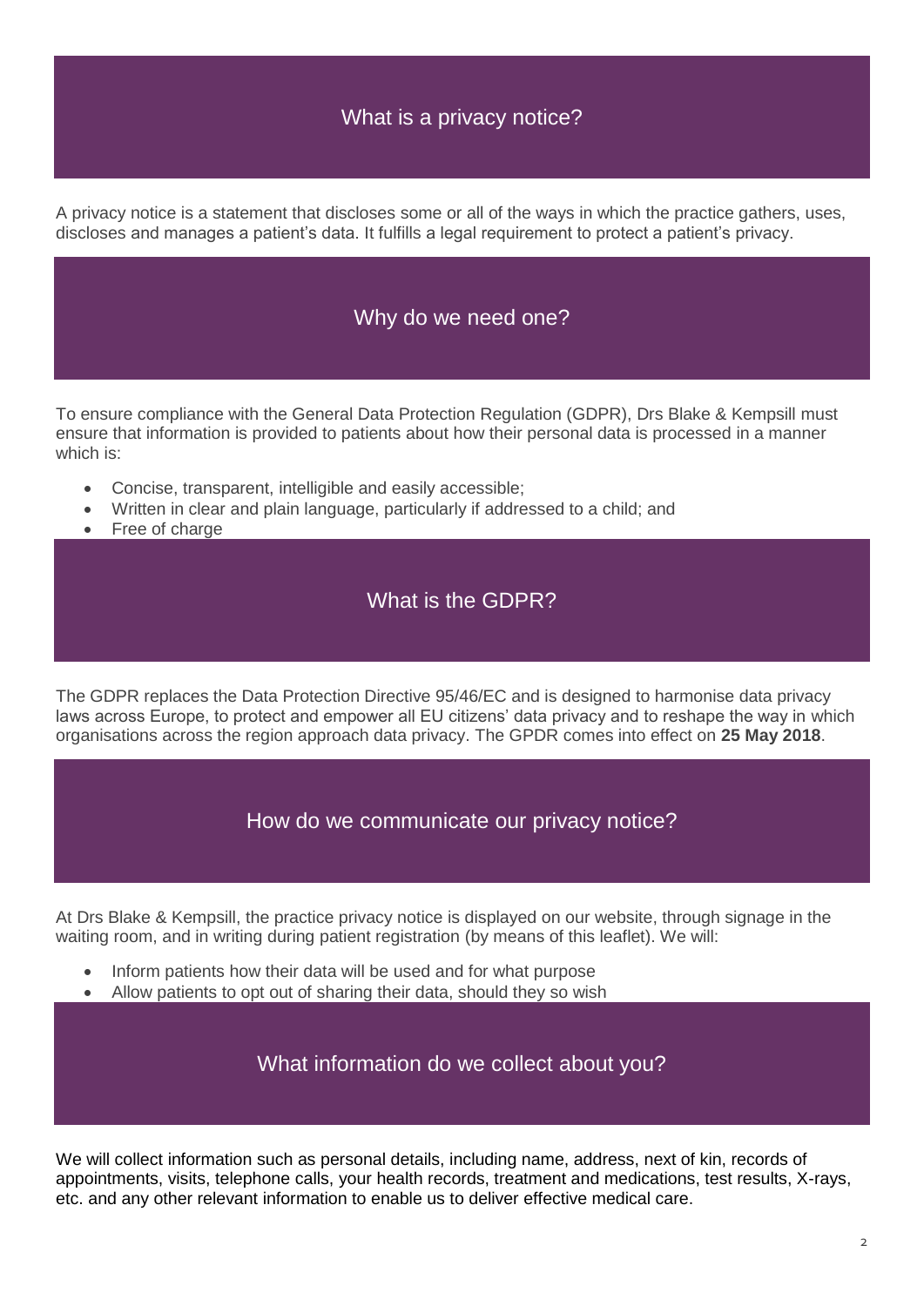## What is a privacy notice?

A privacy notice is a statement that discloses some or all of the ways in which the practice gathers, uses, discloses and manages a patient's data. It fulfills a legal requirement to protect a patient's privacy.

## Why do we need one?

To ensure compliance with the General Data Protection Regulation (GDPR), Drs Blake & Kempsill must ensure that information is provided to patients about how their personal data is processed in a manner which is:

- Concise, transparent, intelligible and easily accessible;
- Written in clear and plain language, particularly if addressed to a child; and
- Free of charge

## What is the GDPR?

The GDPR replaces the Data Protection Directive 95/46/EC and is designed to harmonise data privacy laws across Europe, to protect and empower all EU citizens' data privacy and to reshape the way in which organisations across the region approach data privacy. The GPDR comes into effect on **25 May 2018**.

## How do we communicate our privacy notice?

At Drs Blake & Kempsill, the practice privacy notice is displayed on our website, through signage in the waiting room, and in writing during patient registration (by means of this leaflet). We will:

- Inform patients how their data will be used and for what purpose
- Allow patients to opt out of sharing their data, should they so wish

## What information do we collect about you?

We will collect information such as personal details, including name, address, next of kin, records of appointments, visits, telephone calls, your health records, treatment and medications, test results, X-rays, etc. and any other relevant information to enable us to deliver effective medical care.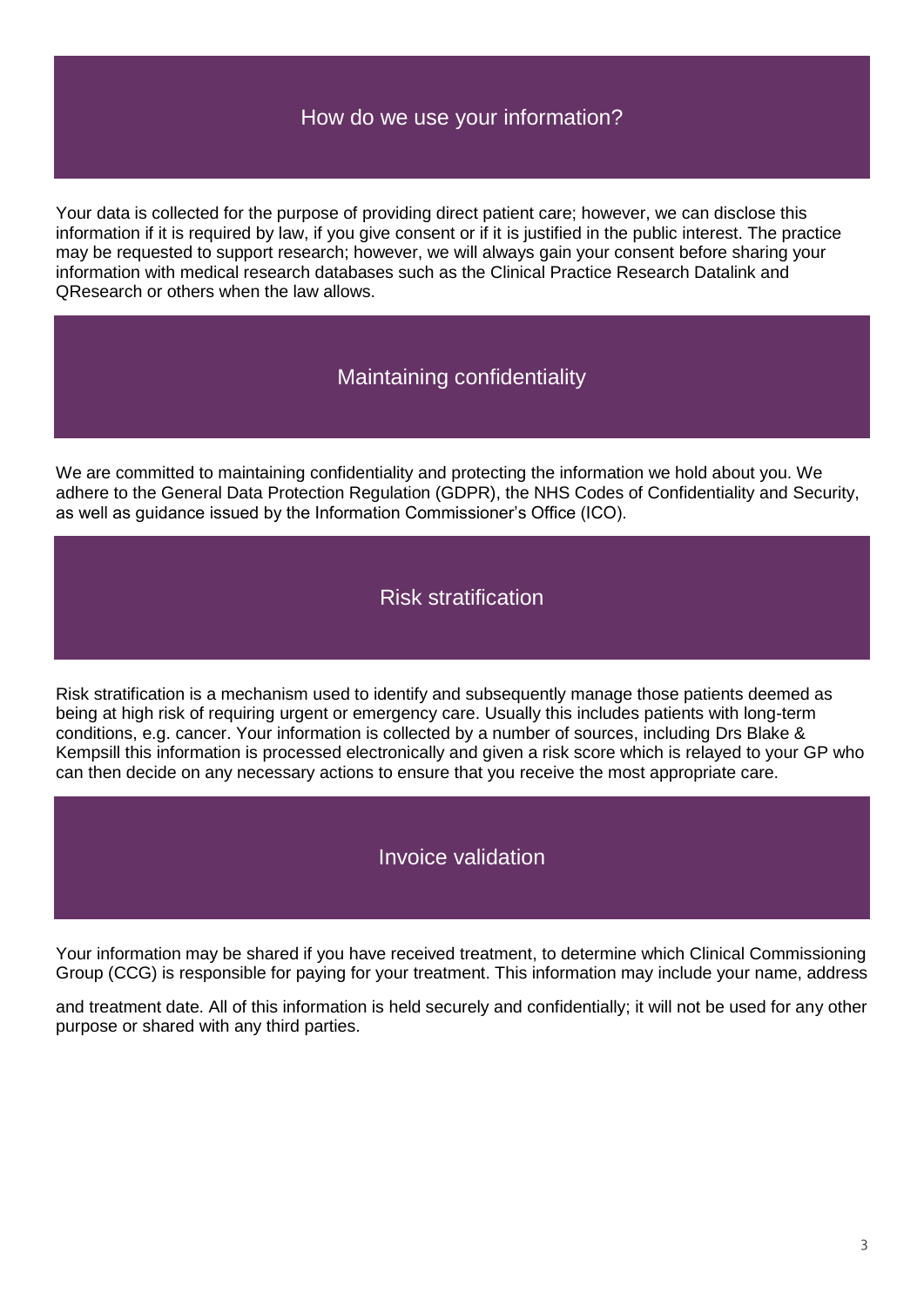## How do we use your information?

Your data is collected for the purpose of providing direct patient care; however, we can disclose this information if it is required by law, if you give consent or if it is justified in the public interest. The practice may be requested to support research; however, we will always gain your consent before sharing your information with medical research databases such as the Clinical Practice Research Datalink and QResearch or others when the law allows.

## Maintaining confidentiality

We are committed to maintaining confidentiality and protecting the information we hold about you. We adhere to the General Data Protection Regulation (GDPR), the NHS Codes of Confidentiality and Security, as well as guidance issued by the Information Commissioner's Office (ICO).

## Risk stratification

Risk stratification is a mechanism used to identify and subsequently manage those patients deemed as being at high risk of requiring urgent or emergency care. Usually this includes patients with long-term conditions, e.g. cancer. Your information is collected by a number of sources, including Drs Blake & Kempsill this information is processed electronically and given a risk score which is relayed to your GP who can then decide on any necessary actions to ensure that you receive the most appropriate care.

## Invoice validation

Your information may be shared if you have received treatment, to determine which Clinical Commissioning Group (CCG) is responsible for paying for your treatment. This information may include your name, address and treatment date. All of this information is held securely and confidentially; it will not be used for any other purpose or shared with any third parties.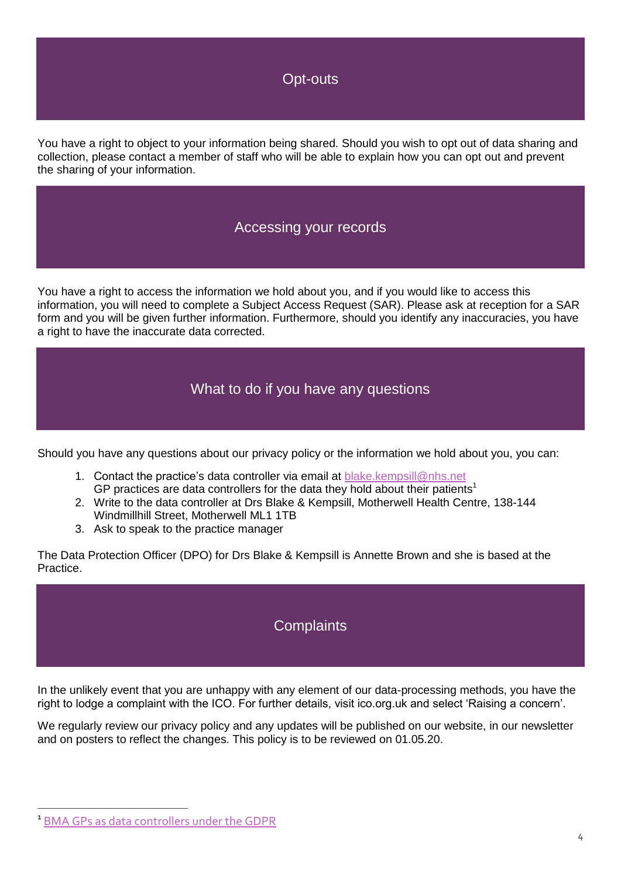## Opt-outs

You have a right to object to your information being shared. Should you wish to opt out of data sharing and collection, please contact a member of staff who will be able to explain how you can opt out and prevent the sharing of your information.

## Accessing your records

You have a right to access the information we hold about you, and if you would like to access this information, you will need to complete a Subject Access Request (SAR). Please ask at reception for a SAR form and you will be given further information. Furthermore, should you identify any inaccuracies, you have a right to have the inaccurate data corrected.

## What to do if you have any questions

Should you have any questions about our privacy policy or the information we hold about you, you can:

1. Contact the practice's data controller via email at blake.kempsill@nhs.net
   GP practices are data controllers for the data they hold about their patients[1]
2. Write to the data controller at Drs Blake & Kempsill, Motherwell Health Centre, 138-144 Windmillhill Street, Motherwell ML1 1TB
3. Ask to speak to the practice manager

The Data Protection Officer (DPO) for Drs Blake & Kempsill is Annette Brown and she is based at the Practice.

## Complaints

In the unlikely event that you are unhappy with any element of our data-processing methods, you have the right to lodge a complaint with the ICO. For further details, visit ico.org.uk and select 'Raising a concern'.

We regularly review our privacy policy and any updates will be published on our website, in our newsletter and on posters to reflect the changes. This policy is to be reviewed on 01.05.20.

---

[1] BMA GPs as data controllers under the GDPR